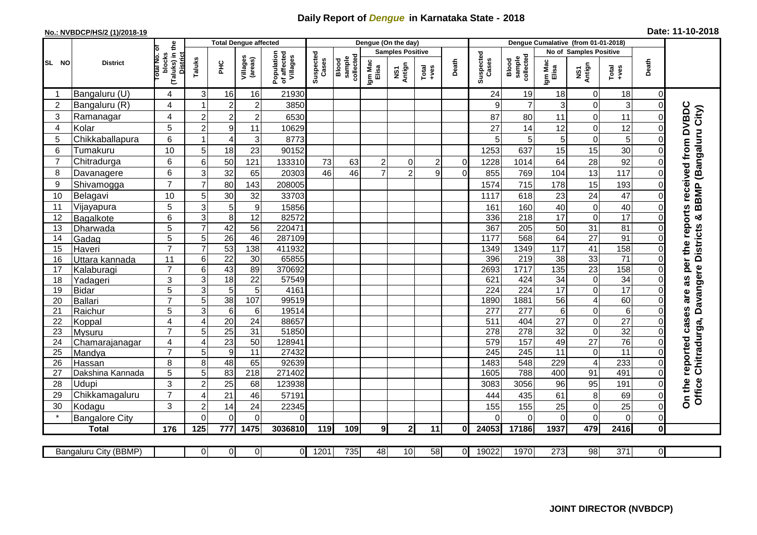# Daily Report of *Dengue* in Karnataka State - 2018

**No.: NVBDCP/HS/2 (1)/2018-19**

**Date: 11-10-2018**

| SL NO | District | Total No. of blocks (Taluks) in the District | Total Dengue affected | | | | Dengue (On the day) | | | | | | | Dengue Cumalative (from 01-01-2018) | | | | | | | |
|---|---|---|---|---|---|---|---|---|---|---|---|---|---|---|---|---|---|---|---|---|
| | | | Taluks | PHC | Villages (areas) | Population of affected Villages | Suspected Cases | Blood sample collected | Samples Positive | | | Death | Suspected Cases | Blood sample collected | No of Samples Positive | | | Death | |
| | | | | | | | | | Igm Mac Elisa | NS1 Antign | Total +ves | | | | Igm Mac Elisa | NS1 Antign | Total +ves | | |
| 1 | Bangaluru (U) | 4 | 3 | 16 | 16 | 21930 | | | | | | | 24 | 19 | 18 | 0 | 18 | 0 | On the reported cases are as per the reports received from DVBDC Office Chitradurga, Davangere Districts & BBMP (Bangaluru City) |
| 2 | Bangaluru (R) | 4 | 1 | 2 | 2 | 3850 | | | | | | | 9 | 7 | 3 | 0 | 3 | 0 | |
| 3 | Ramanagar | 4 | 2 | 2 | 2 | 6530 | | | | | | | 87 | 80 | 11 | 0 | 11 | 0 | |
| 4 | Kolar | 5 | 2 | 9 | 11 | 10629 | | | | | | | 27 | 14 | 12 | 0 | 12 | 0 | |
| 5 | Chikkaballapura | 6 | 1 | 4 | 3 | 8773 | | | | | | | 5 | 5 | 5 | 0 | 5 | 0 | |
| 6 | Tumakuru | 10 | 5 | 18 | 23 | 90152 | | | | | | | 1253 | 637 | 15 | 15 | 30 | 0 | |
| 7 | Chitradurga | 6 | 6 | 50 | 121 | 133310 | 73 | 63 | 2 | 0 | 2 | 0 | 1228 | 1014 | 64 | 28 | 92 | 0 | |
| 8 | Davanagere | 6 | 3 | 32 | 65 | 20303 | 46 | 46 | 7 | 2 | 9 | 0 | 855 | 769 | 104 | 13 | 117 | 0 | |
| 9 | Shivamogga | 7 | 7 | 80 | 143 | 208005 | | | | | | | 1574 | 715 | 178 | 15 | 193 | 0 | |
| 10 | Belagavi | 10 | 5 | 30 | 32 | 33703 | | | | | | | 1117 | 618 | 23 | 24 | 47 | 0 | |
| 11 | Vijayapura | 5 | 3 | 5 | 9 | 15856 | | | | | | | 161 | 160 | 40 | 0 | 40 | 0 | |
| 12 | Bagalkote | 6 | 3 | 8 | 12 | 82572 | | | | | | | 336 | 218 | 17 | 0 | 17 | 0 | |
| 13 | Dharwada | 5 | 7 | 42 | 56 | 220471 | | | | | | | 367 | 205 | 50 | 31 | 81 | 0 | |
| 14 | Gadag | 5 | 5 | 26 | 46 | 287109 | | | | | | | 1177 | 568 | 64 | 27 | 91 | 0 | |
| 15 | Haveri | 7 | 7 | 53 | 138 | 411932 | | | | | | | 1349 | 1349 | 117 | 41 | 158 | 0 | |
| 16 | Uttara kannada | 11 | 6 | 22 | 30 | 65855 | | | | | | | 396 | 219 | 38 | 33 | 71 | 0 | |
| 17 | Kalaburagi | 7 | 6 | 43 | 89 | 370692 | | | | | | | 2693 | 1717 | 135 | 23 | 158 | 0 | |
| 18 | Yadageri | 3 | 3 | 18 | 22 | 57549 | | | | | | | 621 | 424 | 34 | 0 | 34 | 0 | |
| 19 | Bidar | 5 | 3 | 5 | 5 | 4161 | | | | | | | 224 | 224 | 17 | 0 | 17 | 0 | |
| 20 | Ballari | 7 | 5 | 38 | 107 | 99519 | | | | | | | 1890 | 1881 | 56 | 4 | 60 | 0 | |
| 21 | Raichur | 5 | 3 | 6 | 6 | 19514 | | | | | | | 277 | 277 | 6 | 0 | 6 | 0 | |
| 22 | Koppal | 4 | 4 | 20 | 24 | 88657 | | | | | | | 511 | 404 | 27 | 0 | 27 | 0 | |
| 23 | Mysuru | 7 | 5 | 25 | 31 | 51850 | | | | | | | 278 | 278 | 32 | 0 | 32 | 0 | |
| 24 | Chamarajanagar | 4 | 4 | 23 | 50 | 128941 | | | | | | | 579 | 157 | 49 | 27 | 76 | 0 | |
| 25 | Mandya | 7 | 5 | 9 | 11 | 27432 | | | | | | | 245 | 245 | 11 | 0 | 11 | 0 | |
| 26 | Hassan | 8 | 8 | 48 | 65 | 92639 | | | | | | | 1483 | 548 | 229 | 4 | 233 | 0 | |
| 27 | Dakshina Kannada | 5 | 5 | 83 | 218 | 271402 | | | | | | | 1605 | 788 | 400 | 91 | 491 | 0 | |
| 28 | Udupi | 3 | 2 | 25 | 68 | 123938 | | | | | | | 3083 | 3056 | 96 | 95 | 191 | 0 | |
| 29 | Chikkamagaluru | 7 | 4 | 21 | 46 | 57191 | | | | | | | 444 | 435 | 61 | 8 | 69 | 0 | |
| 30 | Kodagu | 3 | 2 | 14 | 24 | 22345 | | | | | | | 155 | 155 | 25 | 0 | 25 | 0 | |
| * | Bangalore City | | 0 | 0 | 0 | 0 | | | | | | | 0 | 0 | 0 | 0 | 0 | 0 | |
| **Total** | | **176** | **125** | **777** | **1475** | **3036810** | **119** | **109** | **9** | **2** | **11** | **0** | **24053** | **17186** | **1937** | **479** | **2416** | **0** | |

| | | | | | | | | | | | | | | | | | |
|---|---|---|---|---|---|---|---|---|---|---|---|---|---|---|---|---|---|
| Bangaluru City (BBMP) | | 0 | 0 | 0 | 0 | 1201 | 735 | 48 | 10 | 58 | 0 | 19022 | 1970 | 273 | 98 | 371 | 0 |

**JOINT DIRECTOR (NVBDCP)**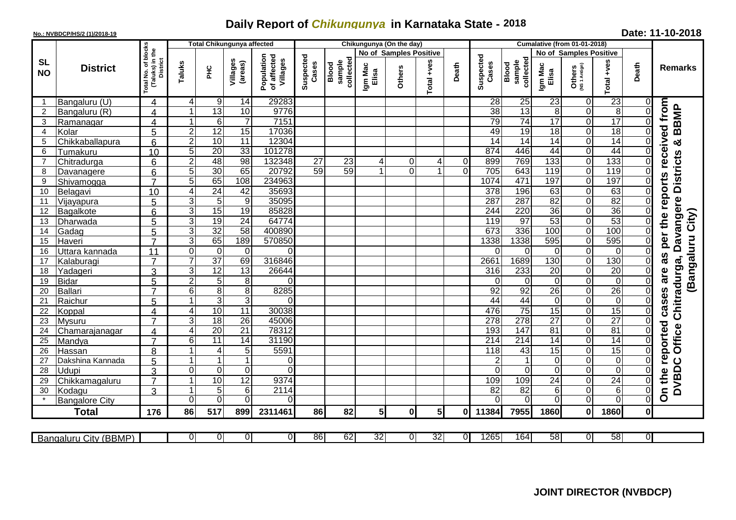# Daily Report of *Chikungunya* in Karnataka State - 2018

**No.: NVBDCP/HS/2 (1)/2018-19** **Date: 11-10-2018**

| SL NO | District | Total No. of blocks (Taluks) in the District | Total Chikungunya affected | | | | Chikungunya (On the day) | | | | | | | Cumalative (from 01-01-2018) | | | | | | | Remarks |
|---|---|---|---|---|---|---|---|---|---|---|---|---|---|---|---|---|---|---|---|---|---|
| | | | Taluks | PHC | Villages (areas) | Population of affected Villages | Suspected Cases | Blood sample collected | No of Samples Positive | | | Death | Suspected Cases | Blood sample collected | No of Samples Positive | | | Death | |
| | | | | | | | | | Igm Mac Elisa | Others | Total +ves | | | | Igm Mac Elisa | Others (NS 1 Antign) | Total +ves | | |
| 1 | Bangaluru (U) | 4 | 4 | 9 | 14 | 29283 | | | | | | | 28 | 25 | 23 | 0 | 23 | 0 | On the reported cases are as per the reports received from DVBDC Office Chitradurga, Davangere Districts & BBMP (Bangaluru City) |
| 2 | Bangaluru (R) | 4 | 1 | 13 | 10 | 9776 | | | | | | | 38 | 13 | 8 | 0 | 8 | 0 | |
| 3 | Ramanagar | 4 | 1 | 6 | 7 | 7151 | | | | | | | 79 | 74 | 17 | 0 | 17 | 0 | |
| 4 | Kolar | 5 | 2 | 12 | 15 | 17036 | | | | | | | 49 | 19 | 18 | 0 | 18 | 0 | |
| 5 | Chikkaballapura | 6 | 2 | 10 | 11 | 12304 | | | | | | | 14 | 14 | 14 | 0 | 14 | 0 | |
| 6 | Tumakuru | 10 | 5 | 20 | 33 | 101278 | | | | | | | 874 | 446 | 44 | 0 | 44 | 0 | |
| 7 | Chitradurga | 6 | 2 | 48 | 98 | 132348 | 27 | 23 | 4 | 0 | 4 | 0 | 899 | 769 | 133 | 0 | 133 | 0 | |
| 8 | Davanagere | 6 | 5 | 30 | 65 | 20792 | 59 | 59 | 1 | 0 | 1 | 0 | 705 | 643 | 119 | 0 | 119 | 0 | |
| 9 | Shivamogga | 7 | 5 | 65 | 108 | 234963 | | | | | | | 1074 | 471 | 197 | 0 | 197 | 0 | |
| 10 | Belagavi | 10 | 4 | 24 | 42 | 35693 | | | | | | | 378 | 196 | 63 | 0 | 63 | 0 | |
| 11 | Vijayapura | 5 | 3 | 5 | 9 | 35095 | | | | | | | 287 | 287 | 82 | 0 | 82 | 0 | |
| 12 | Bagalkote | 6 | 3 | 15 | 19 | 85828 | | | | | | | 244 | 220 | 36 | 0 | 36 | 0 | |
| 13 | Dharwada | 5 | 3 | 19 | 24 | 64774 | | | | | | | 119 | 97 | 53 | 0 | 53 | 0 | |
| 14 | Gadag | 5 | 3 | 32 | 58 | 400890 | | | | | | | 673 | 336 | 100 | 0 | 100 | 0 | |
| 15 | Haveri | 7 | 3 | 65 | 189 | 570850 | | | | | | | 1338 | 1338 | 595 | 0 | 595 | 0 | |
| 16 | Uttara kannada | 11 | 0 | 0 | 0 | 0 | | | | | | | 0 | 0 | 0 | 0 | 0 | 0 | |
| 17 | Kalaburagi | 7 | 7 | 37 | 69 | 316846 | | | | | | | 2661 | 1689 | 130 | 0 | 130 | 0 | |
| 18 | Yadageri | 3 | 3 | 12 | 13 | 26644 | | | | | | | 316 | 233 | 20 | 0 | 20 | 0 | |
| 19 | Bidar | 5 | 2 | 5 | 8 | 0 | | | | | | | 0 | 0 | 0 | 0 | 0 | 0 | |
| 20 | Ballari | 7 | 6 | 8 | 8 | 8285 | | | | | | | 92 | 92 | 26 | 0 | 26 | 0 | |
| 21 | Raichur | 5 | 1 | 3 | 3 | 0 | | | | | | | 44 | 44 | 0 | 0 | 0 | 0 | |
| 22 | Koppal | 4 | 4 | 10 | 11 | 30038 | | | | | | | 476 | 75 | 15 | 0 | 15 | 0 | |
| 23 | Mysuru | 7 | 3 | 18 | 26 | 45006 | | | | | | | 278 | 278 | 27 | 0 | 27 | 0 | |
| 24 | Chamarajanagar | 4 | 4 | 20 | 21 | 78312 | | | | | | | 193 | 147 | 81 | 0 | 81 | 0 | |
| 25 | Mandya | 7 | 6 | 11 | 14 | 31190 | | | | | | | 214 | 214 | 14 | 0 | 14 | 0 | |
| 26 | Hassan | 8 | 1 | 4 | 5 | 5591 | | | | | | | 118 | 43 | 15 | 0 | 15 | 0 | |
| 27 | Dakshina Kannada | 5 | 1 | 1 | 1 | 0 | | | | | | | 2 | 1 | 0 | 0 | 0 | 0 | |
| 28 | Udupi | 3 | 0 | 0 | 0 | 0 | | | | | | | 0 | 0 | 0 | 0 | 0 | 0 | |
| 29 | Chikkamagaluru | 7 | 1 | 10 | 12 | 9374 | | | | | | | 109 | 109 | 24 | 0 | 24 | 0 | |
| 30 | Kodagu | 3 | 1 | 5 | 6 | 2114 | | | | | | | 82 | 82 | 6 | 0 | 6 | 0 | |
| * | Bangalore City | | 0 | 0 | 0 | 0 | | | | | | | 0 | 0 | 0 | 0 | 0 | 0 | |
| **Total** | | **176** | **86** | **517** | **899** | **2311461** | **86** | **82** | **5** | **0** | **5** | **0** | **11384** | **7955** | **1860** | **0** | **1860** | **0** | |

| | | | | | | | | | | | | | | | | | |
|---|---|---|---|---|---|---|---|---|---|---|---|---|---|---|---|---|---|
| Bangaluru City (BBMP) | | 0 | 0 | 0 | 0 | 86 | 62 | 32 | 0 | 32 | 0 | 1265 | 164 | 58 | 0 | 58 | 0 |

**JOINT DIRECTOR (NVBDCP)**